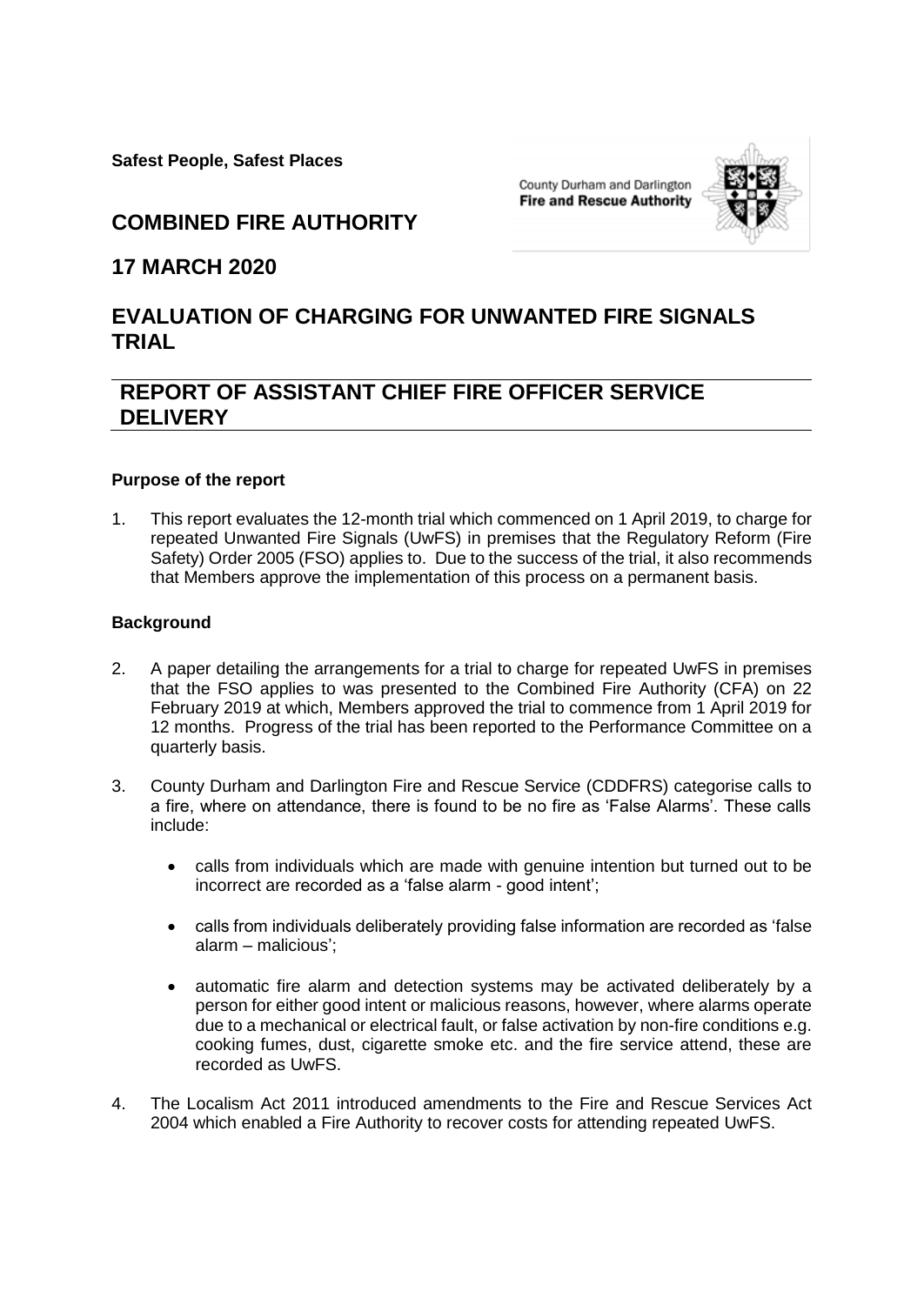**Safest People, Safest Places**

County Durham and Darlington
**Fire and Rescue Authority**

# COMBINED FIRE AUTHORITY

## 17 MARCH 2020

# EVALUATION OF CHARGING FOR UNWANTED FIRE SIGNALS TRIAL

## REPORT OF ASSISTANT CHIEF FIRE OFFICER SERVICE DELIVERY

### Purpose of the report

1. This report evaluates the 12-month trial which commenced on 1 April 2019, to charge for repeated Unwanted Fire Signals (UwFS) in premises that the Regulatory Reform (Fire Safety) Order 2005 (FSO) applies to. Due to the success of the trial, it also recommends that Members approve the implementation of this process on a permanent basis.

### Background

2. A paper detailing the arrangements for a trial to charge for repeated UwFS in premises that the FSO applies to was presented to the Combined Fire Authority (CFA) on 22 February 2019 at which, Members approved the trial to commence from 1 April 2019 for 12 months. Progress of the trial has been reported to the Performance Committee on a quarterly basis.

3. County Durham and Darlington Fire and Rescue Service (CDDFRS) categorise calls to a fire, where on attendance, there is found to be no fire as 'False Alarms'. These calls include:

   - calls from individuals which are made with genuine intention but turned out to be incorrect are recorded as a 'false alarm - good intent';
   - calls from individuals deliberately providing false information are recorded as 'false alarm – malicious';
   - automatic fire alarm and detection systems may be activated deliberately by a person for either good intent or malicious reasons, however, where alarms operate due to a mechanical or electrical fault, or false activation by non-fire conditions e.g. cooking fumes, dust, cigarette smoke etc. and the fire service attend, these are recorded as UwFS.

4. The Localism Act 2011 introduced amendments to the Fire and Rescue Services Act 2004 which enabled a Fire Authority to recover costs for attending repeated UwFS.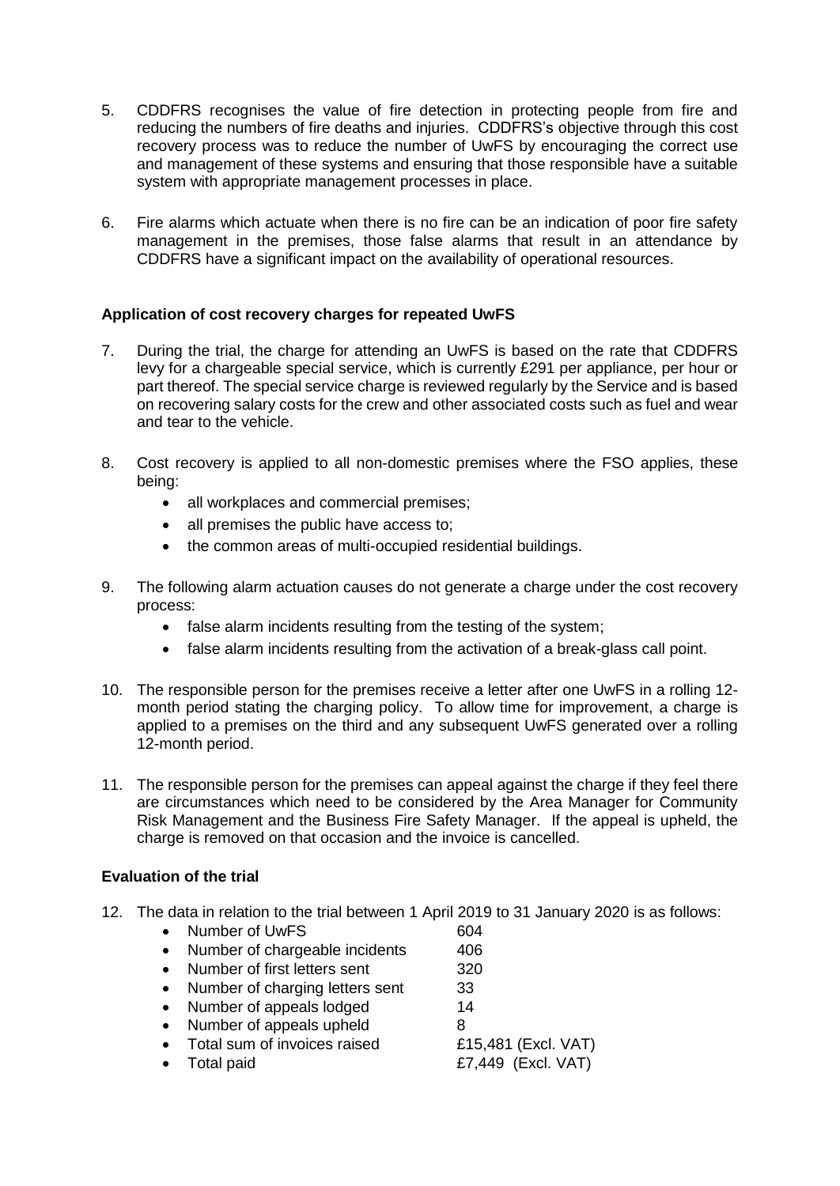5. CDDFRS recognises the value of fire detection in protecting people from fire and reducing the numbers of fire deaths and injuries. CDDFRS's objective through this cost recovery process was to reduce the number of UwFS by encouraging the correct use and management of these systems and ensuring that those responsible have a suitable system with appropriate management processes in place.

6. Fire alarms which actuate when there is no fire can be an indication of poor fire safety management in the premises, those false alarms that result in an attendance by CDDFRS have a significant impact on the availability of operational resources.

**Application of cost recovery charges for repeated UwFS**

7. During the trial, the charge for attending an UwFS is based on the rate that CDDFRS levy for a chargeable special service, which is currently £291 per appliance, per hour or part thereof. The special service charge is reviewed regularly by the Service and is based on recovering salary costs for the crew and other associated costs such as fuel and wear and tear to the vehicle.

8. Cost recovery is applied to all non-domestic premises where the FSO applies, these being:
   - all workplaces and commercial premises;
   - all premises the public have access to;
   - the common areas of multi-occupied residential buildings.

9. The following alarm actuation causes do not generate a charge under the cost recovery process:
   - false alarm incidents resulting from the testing of the system;
   - false alarm incidents resulting from the activation of a break-glass call point.

10. The responsible person for the premises receive a letter after one UwFS in a rolling 12-month period stating the charging policy. To allow time for improvement, a charge is applied to a premises on the third and any subsequent UwFS generated over a rolling 12-month period.

11. The responsible person for the premises can appeal against the charge if they feel there are circumstances which need to be considered by the Area Manager for Community Risk Management and the Business Fire Safety Manager. If the appeal is upheld, the charge is removed on that occasion and the invoice is cancelled.

**Evaluation of the trial**

12. The data in relation to the trial between 1 April 2019 to 31 January 2020 is as follows:
   - Number of UwFS 604
   - Number of chargeable incidents 406
   - Number of first letters sent 320
   - Number of charging letters sent 33
   - Number of appeals lodged 14
   - Number of appeals upheld 8
   - Total sum of invoices raised £15,481 (Excl. VAT)
   - Total paid £7,449 (Excl. VAT)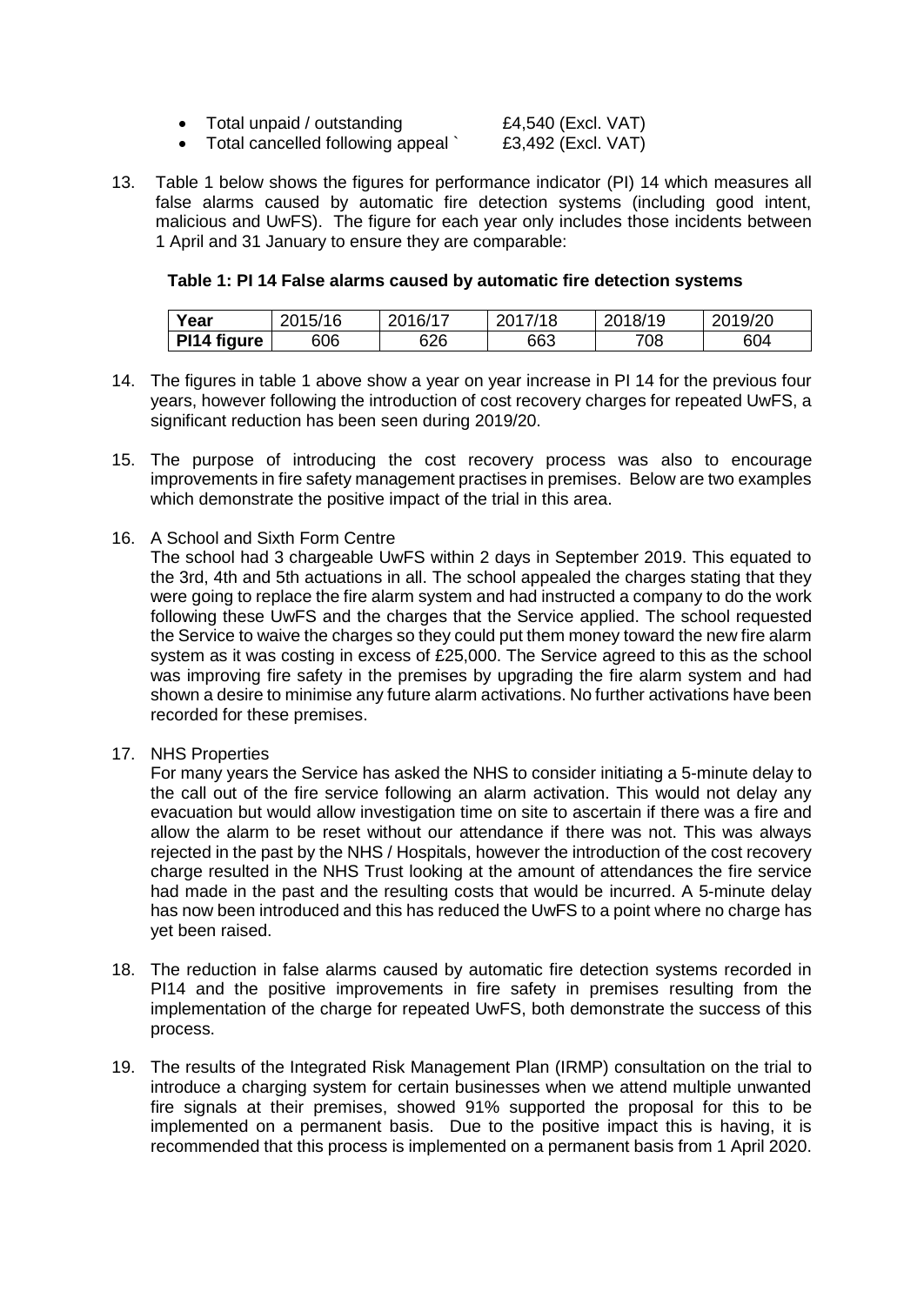- Total unpaid / outstanding £4,540 (Excl. VAT)
- Total cancelled following appeal ` £3,492 (Excl. VAT)

13. Table 1 below shows the figures for performance indicator (PI) 14 which measures all false alarms caused by automatic fire detection systems (including good intent, malicious and UwFS). The figure for each year only includes those incidents between 1 April and 31 January to ensure they are comparable:

**Table 1: PI 14 False alarms caused by automatic fire detection systems**

| Year | 2015/16 | 2016/17 | 2017/18 | 2018/19 | 2019/20 |
|---|---|---|---|---|---|
| **PI14 figure** | 606 | 626 | 663 | 708 | 604 |

14. The figures in table 1 above show a year on year increase in PI 14 for the previous four years, however following the introduction of cost recovery charges for repeated UwFS, a significant reduction has been seen during 2019/20.

15. The purpose of introducing the cost recovery process was also to encourage improvements in fire safety management practises in premises. Below are two examples which demonstrate the positive impact of the trial in this area.

16. A School and Sixth Form Centre
The school had 3 chargeable UwFS within 2 days in September 2019. This equated to the 3rd, 4th and 5th actuations in all. The school appealed the charges stating that they were going to replace the fire alarm system and had instructed a company to do the work following these UwFS and the charges that the Service applied. The school requested the Service to waive the charges so they could put them money toward the new fire alarm system as it was costing in excess of £25,000. The Service agreed to this as the school was improving fire safety in the premises by upgrading the fire alarm system and had shown a desire to minimise any future alarm activations. No further activations have been recorded for these premises.

17. NHS Properties
For many years the Service has asked the NHS to consider initiating a 5-minute delay to the call out of the fire service following an alarm activation. This would not delay any evacuation but would allow investigation time on site to ascertain if there was a fire and allow the alarm to be reset without our attendance if there was not. This was always rejected in the past by the NHS / Hospitals, however the introduction of the cost recovery charge resulted in the NHS Trust looking at the amount of attendances the fire service had made in the past and the resulting costs that would be incurred. A 5-minute delay has now been introduced and this has reduced the UwFS to a point where no charge has yet been raised.

18. The reduction in false alarms caused by automatic fire detection systems recorded in PI14 and the positive improvements in fire safety in premises resulting from the implementation of the charge for repeated UwFS, both demonstrate the success of this process.

19. The results of the Integrated Risk Management Plan (IRMP) consultation on the trial to introduce a charging system for certain businesses when we attend multiple unwanted fire signals at their premises, showed 91% supported the proposal for this to be implemented on a permanent basis. Due to the positive impact this is having, it is recommended that this process is implemented on a permanent basis from 1 April 2020.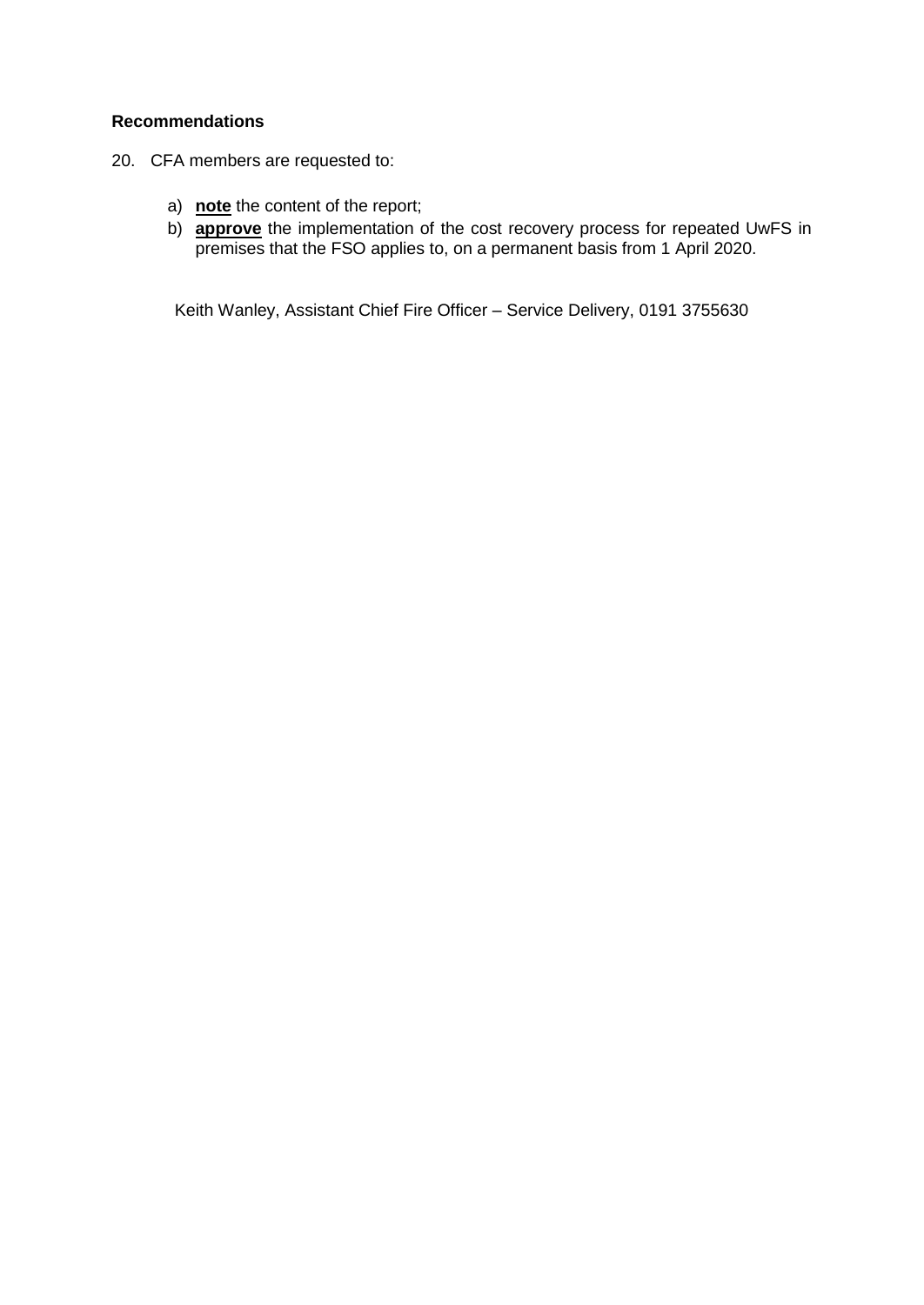**Recommendations**

20. CFA members are requested to:

    a) **note** the content of the report;
    b) **approve** the implementation of the cost recovery process for repeated UwFS in premises that the FSO applies to, on a permanent basis from 1 April 2020.

Keith Wanley, Assistant Chief Fire Officer – Service Delivery, 0191 3755630